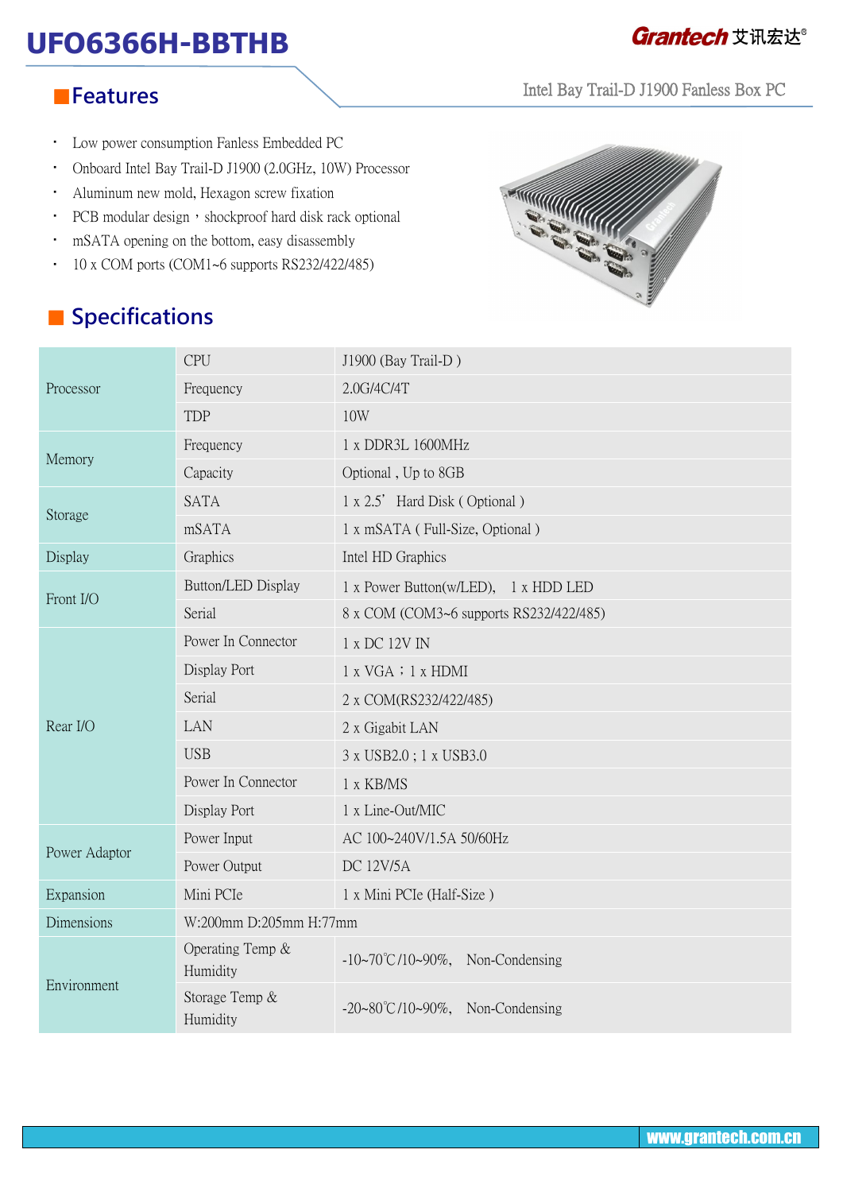# UFO6366H-BBTHB

Intel Bay Trail-D J1900 Fanless Box PC

## Features

- Low power consumption Fanless Embedded PC
- Onboard Intel Bay Trail-D J1900 (2.0GHz, 10W) Processor
- Aluminum new mold, Hexagon screw fixation
- PCB modular design，shockproof hard disk rack optional
- mSATA opening on the bottom, easy disassembly
- 10 x COM ports (COM1~6 supports RS232/422/485)

## Specifications

| | | |
|---|---|---|
| Processor | CPU | J1900 (Bay Trail-D ) |
| | Frequency | 2.0G/4C/4T |
| | TDP | 10W |
| Memory | Frequency | 1 x DDR3L 1600MHz |
| | Capacity | Optional , Up to 8GB |
| Storage | SATA | 1 x 2.5' Hard Disk ( Optional ) |
| | mSATA | 1 x mSATA ( Full-Size, Optional ) |
| Display | Graphics | Intel HD Graphics |
| Front I/O | Button/LED Display | 1 x Power Button(w/LED), 1 x HDD LED |
| | Serial | 8 x COM (COM3~6 supports RS232/422/485) |
| Rear I/O | Power In Connector | 1 x DC 12V IN |
| | Display Port | 1 x VGA；1 x HDMI |
| | Serial | 2 x COM(RS232/422/485) |
| | LAN | 2 x Gigabit LAN |
| | USB | 3 x USB2.0 ; 1 x USB3.0 |
| | Power In Connector | 1 x KB/MS |
| | Display Port | 1 x Line-Out/MIC |
| Power Adaptor | Power Input | AC 100~240V/1.5A 50/60Hz |
| | Power Output | DC 12V/5A |
| Expansion | Mini PCIe | 1 x Mini PCIe (Half-Size ) |
| Dimensions | W:200mm D:205mm H:77mm | |
| Environment | Operating Temp & Humidity | -10~70℃/10~90%, Non-Condensing |
| | Storage Temp & Humidity | -20~80℃/10~90%, Non-Condensing |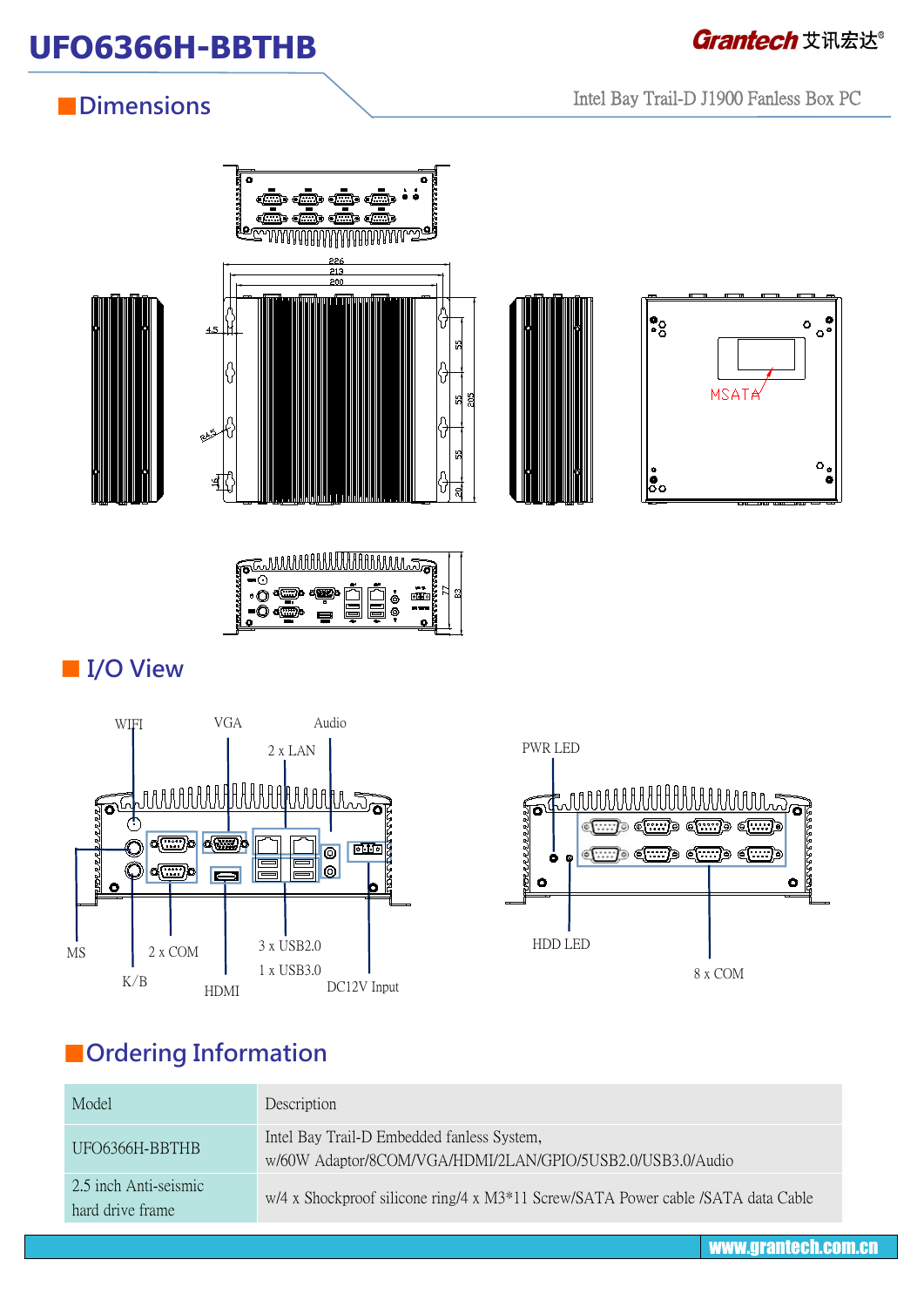# UFO6366H-BBTHB

Intel Bay Trail-D J1900 Fanless Box PC

## Dimensions

226
213
200
4.5
R4.5
16
55
55
55
20
205
MSATA
77
83

## I/O View

WIFI
VGA
Audio
2 x LAN
MS
2 x COM
K/B
HDMI
3 x USB2.0
1 x USB3.0
DC12V Input

PWR LED
HDD LED
8 x COM

## Ordering Information

| Model | Description |
|---|---|
| UFO6366H-BBTHB | Intel Bay Trail-D Embedded fanless System,<br>w/60W Adaptor/8COM/VGA/HDMI/2LAN/GPIO/5USB2.0/USB3.0/Audio |
| 2.5 inch Anti-seismic hard drive frame | w/4 x Shockproof silicone ring/4 x M3*11 Screw/SATA Power cable /SATA data Cable |

www.grantech.com.cn